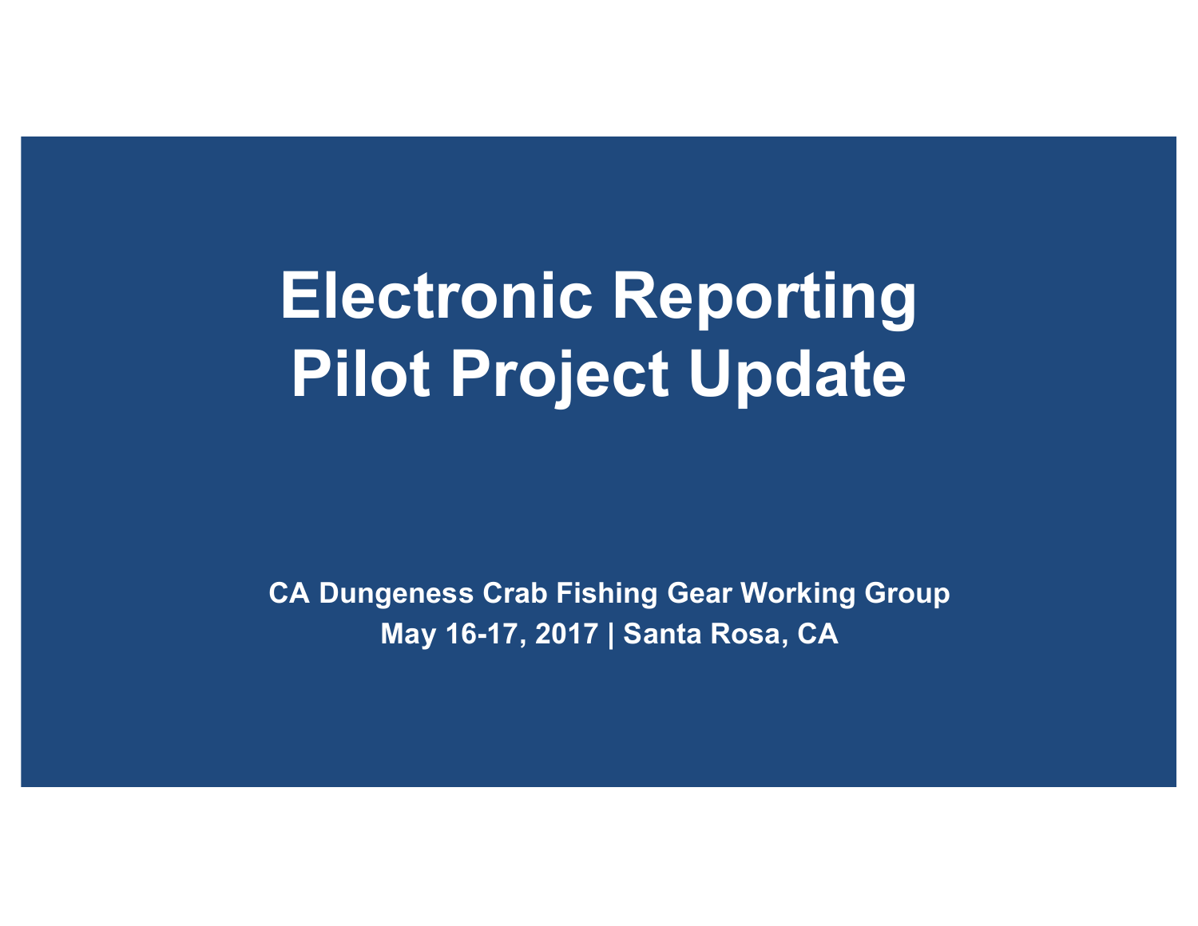# Electronic Reporting Pilot Project Update

**CA Dungeness Crab Fishing Gear Working Group**

**May 16-17, 2017 | Santa Rosa, CA**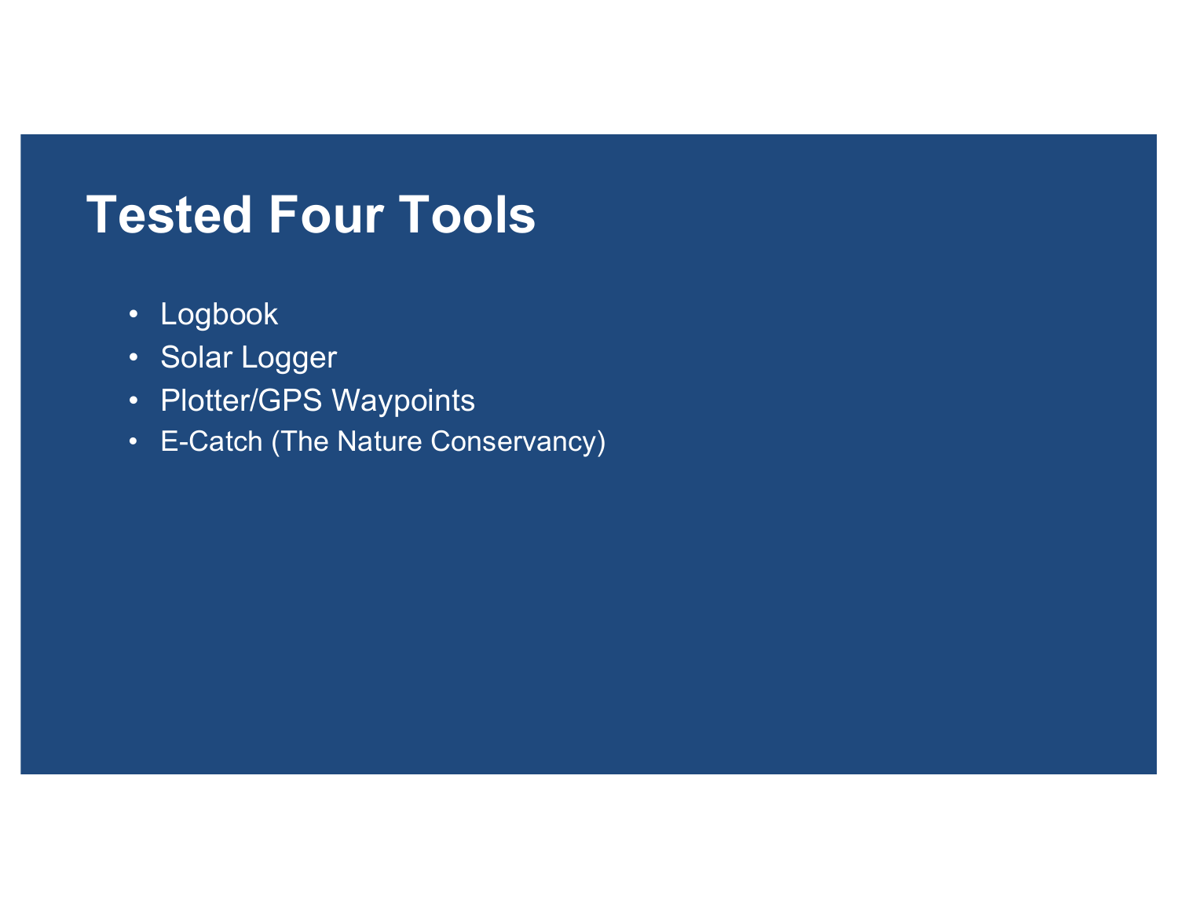# Tested Four Tools

- Logbook
- Solar Logger
- Plotter/GPS Waypoints
- E-Catch (The Nature Conservancy)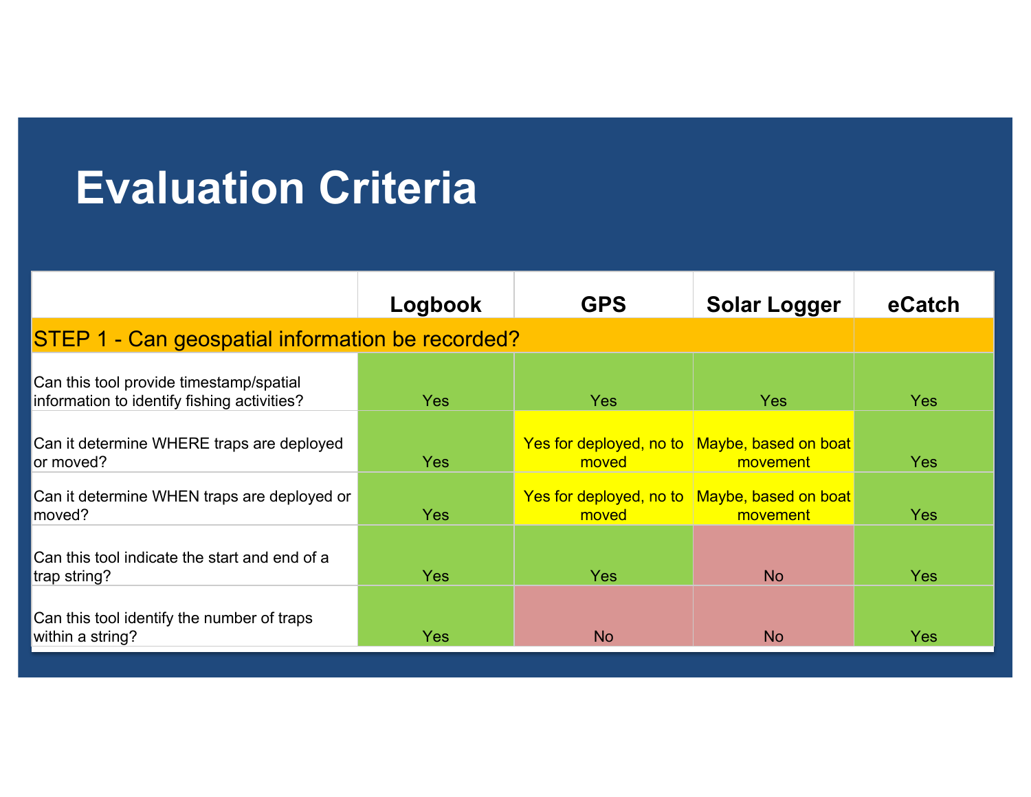# Evaluation Criteria

| | Logbook | GPS | Solar Logger | eCatch |
|---|---|---|---|---|
| STEP 1 - Can geospatial information be recorded? | | | | |
| Can this tool provide timestamp/spatial information to identify fishing activities? | Yes | Yes | Yes | Yes |
| Can it determine WHERE traps are deployed or moved? | Yes | Yes for deployed, no to moved | Maybe, based on boat movement | Yes |
| Can it determine WHEN traps are deployed or moved? | Yes | Yes for deployed, no to moved | Maybe, based on boat movement | Yes |
| Can this tool indicate the start and end of a trap string? | Yes | Yes | No | Yes |
| Can this tool identify the number of traps within a string? | Yes | No | No | Yes |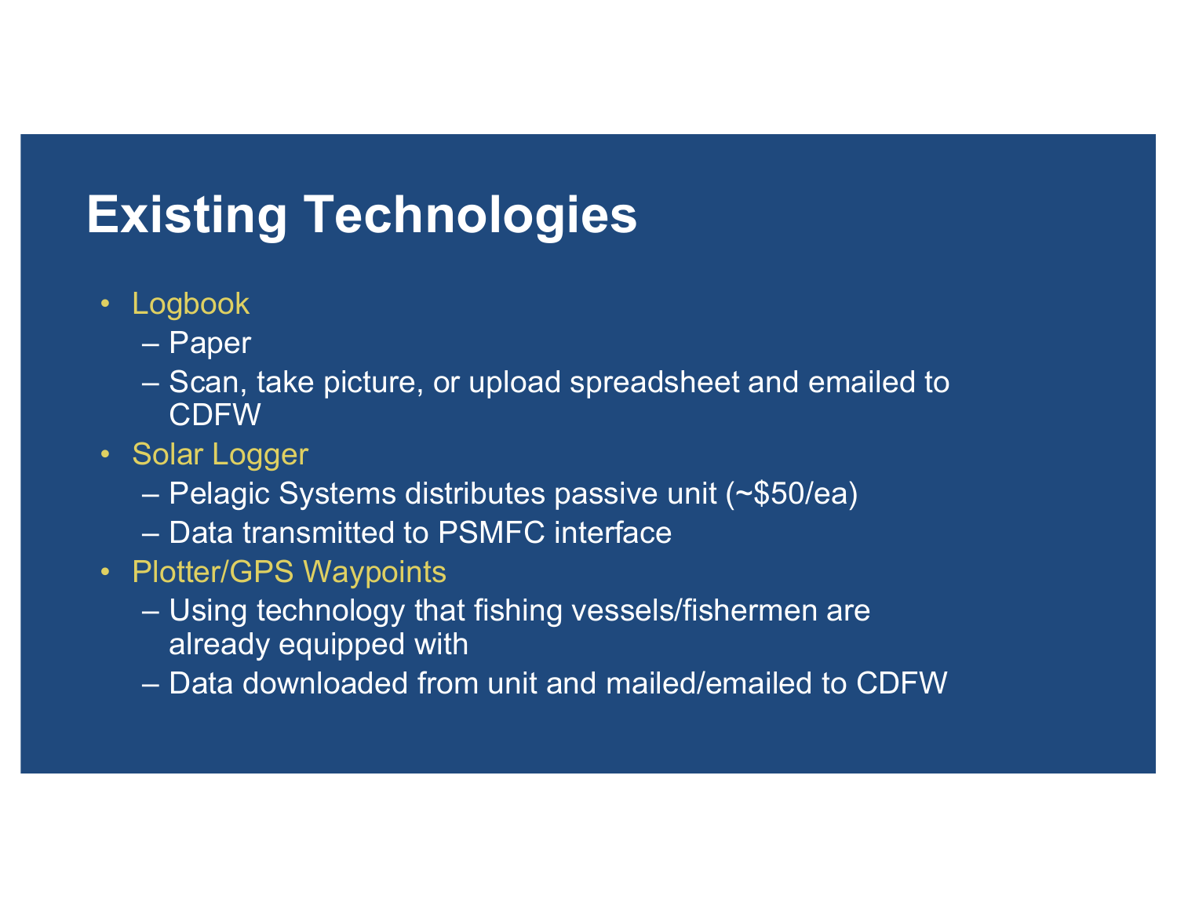# Existing Technologies

- Logbook
  - Paper
  - Scan, take picture, or upload spreadsheet and emailed to CDFW
- Solar Logger
  - Pelagic Systems distributes passive unit (~$50/ea)
  - Data transmitted to PSMFC interface
- Plotter/GPS Waypoints
  - Using technology that fishing vessels/fishermen are already equipped with
  - Data downloaded from unit and mailed/emailed to CDFW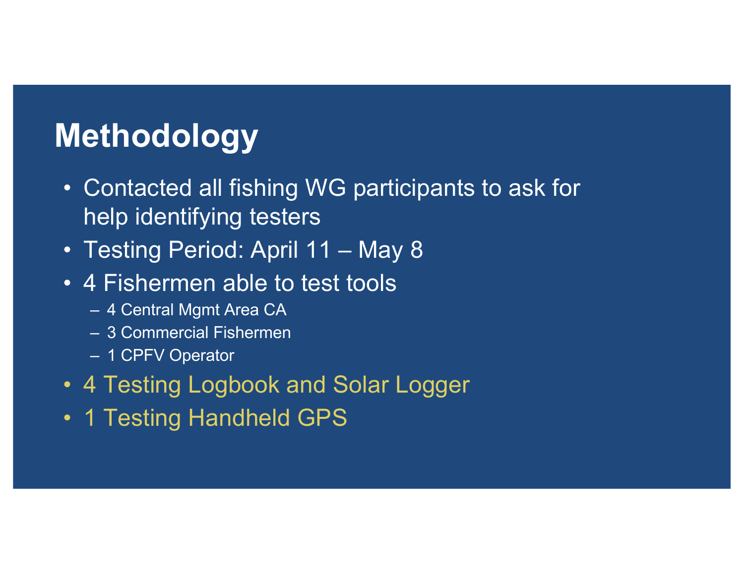# Methodology

- Contacted all fishing WG participants to ask for help identifying testers
- Testing Period: April 11 – May 8
- 4 Fishermen able to test tools
  - 4 Central Mgmt Area CA
  - 3 Commercial Fishermen
  - 1 CPFV Operator
- 4 Testing Logbook and Solar Logger
- 1 Testing Handheld GPS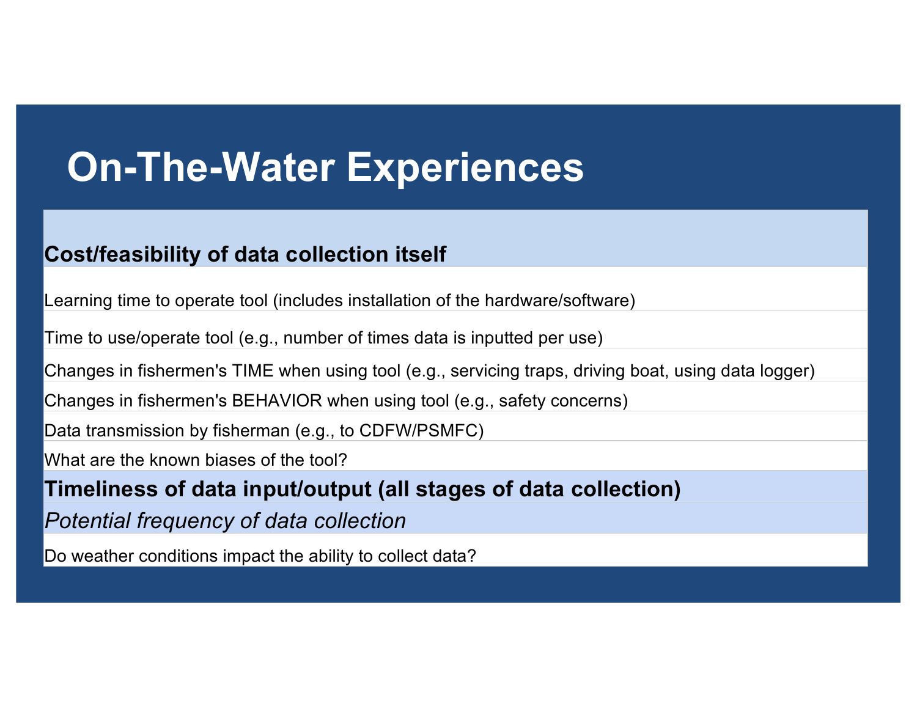# On-The-Water Experiences

| **Cost/feasibility of data collection itself** |
| --- |
| Learning time to operate tool (includes installation of the hardware/software) |
| Time to use/operate tool (e.g., number of times data is inputted per use) |
| Changes in fishermen's TIME when using tool (e.g., servicing traps, driving boat, using data logger) |
| Changes in fishermen's BEHAVIOR when using tool (e.g., safety concerns) |
| Data transmission by fisherman (e.g., to CDFW/PSMFC) |
| What are the known biases of the tool? |
| **Timeliness of data input/output (all stages of data collection)** |
| *Potential frequency of data collection* |
| Do weather conditions impact the ability to collect data? |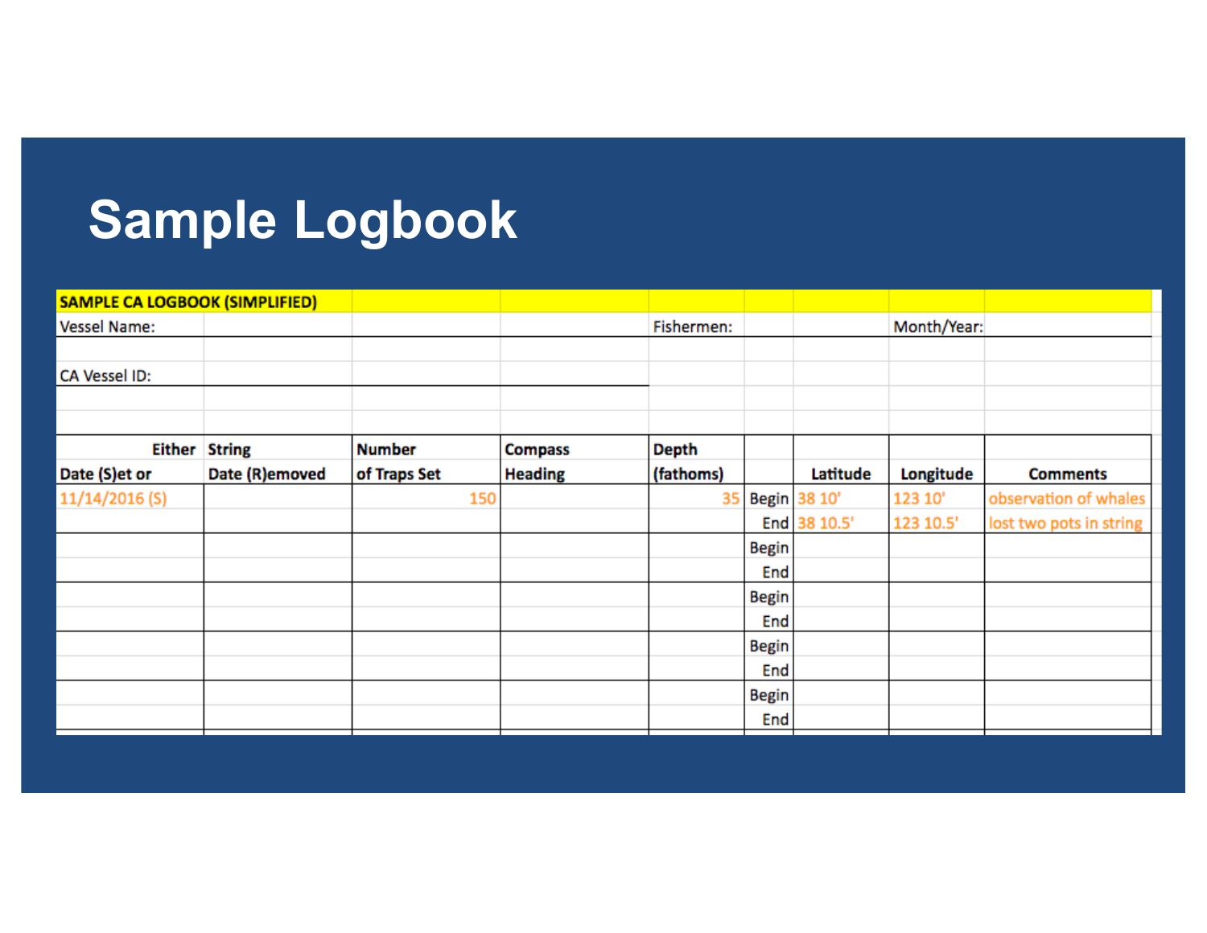# Sample Logbook

**SAMPLE CA LOGBOOK (SIMPLIFIED)**

Vessel Name: &nbsp;&nbsp;&nbsp;&nbsp; Fishermen: &nbsp;&nbsp;&nbsp;&nbsp; Month/Year:

CA Vessel ID:

| Either Date (S)et or | String Date (R)emoved | Number of Traps Set | Compass Heading | Depth (fathoms) | | Latitude | Longitude | Comments |
|---|---|---|---|---|---|---|---|---|
| 11/14/2016 (S) | | 150 | | 35 | Begin | 38 10' | 123 10' | observation of whales |
| | | | | | End | 38 10.5' | 123 10.5' | lost two pots in string |
| | | | | | Begin | | | |
| | | | | | End | | | |
| | | | | | Begin | | | |
| | | | | | End | | | |
| | | | | | Begin | | | |
| | | | | | End | | | |
| | | | | | Begin | | | |
| | | | | | End | | | |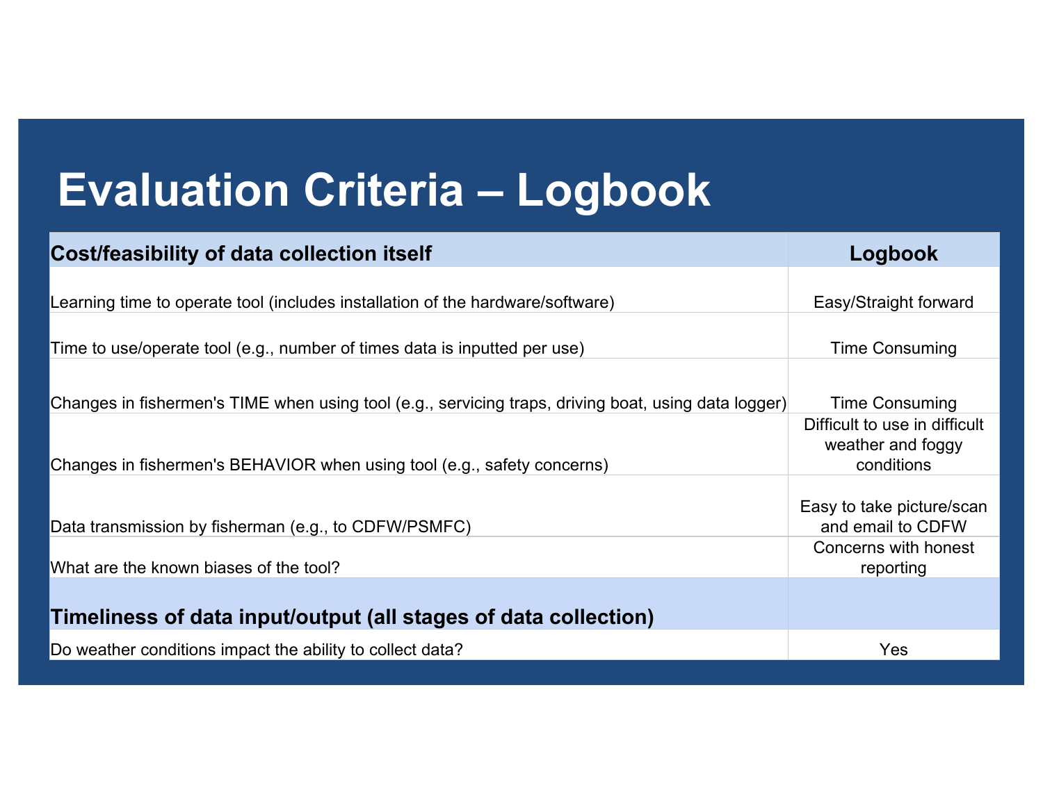# Evaluation Criteria – Logbook

| Cost/feasibility of data collection itself | Logbook |
|---|---|
| Learning time to operate tool (includes installation of the hardware/software) | Easy/Straight forward |
| Time to use/operate tool (e.g., number of times data is inputted per use) | Time Consuming |
| Changes in fishermen's TIME when using tool (e.g., servicing traps, driving boat, using data logger) | Time Consuming |
| Changes in fishermen's BEHAVIOR when using tool (e.g., safety concerns) | Difficult to use in difficult weather and foggy conditions |
| Data transmission by fisherman (e.g., to CDFW/PSMFC) | Easy to take picture/scan and email to CDFW |
| What are the known biases of the tool? | Concerns with honest reporting |
| **Timeliness of data input/output (all stages of data collection)** | |
| Do weather conditions impact the ability to collect data? | Yes |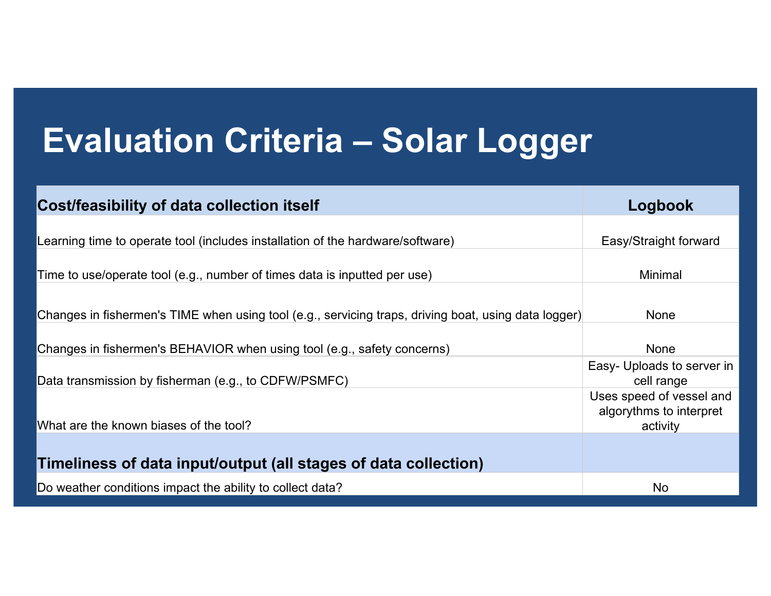# Evaluation Criteria – Solar Logger

| Cost/feasibility of data collection itself | Logbook |
|---|---|
| Learning time to operate tool (includes installation of the hardware/software) | Easy/Straight forward |
| Time to use/operate tool (e.g., number of times data is inputted per use) | Minimal |
| Changes in fishermen's TIME when using tool (e.g., servicing traps, driving boat, using data logger) | None |
| Changes in fishermen's BEHAVIOR when using tool (e.g., safety concerns) | None |
| Data transmission by fisherman (e.g., to CDFW/PSMFC) | Easy- Uploads to server in cell range |
| What are the known biases of the tool? | Uses speed of vessel and algorythms to interpret activity |
| **Timeliness of data input/output (all stages of data collection)** | |
| Do weather conditions impact the ability to collect data? | No |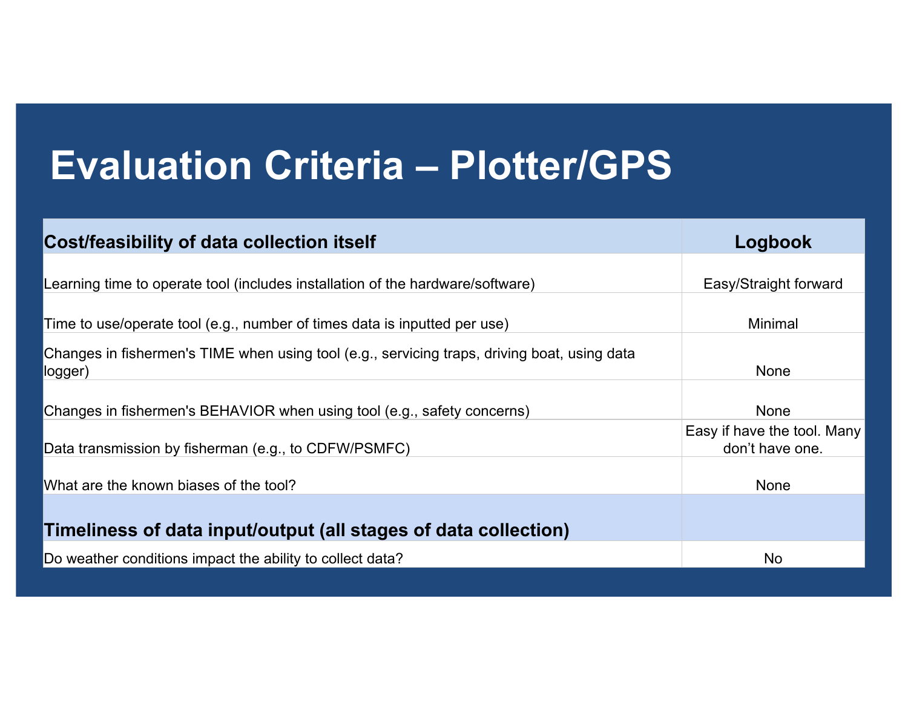# Evaluation Criteria – Plotter/GPS

| Cost/feasibility of data collection itself | Logbook |
|---|---|
| Learning time to operate tool (includes installation of the hardware/software) | Easy/Straight forward |
| Time to use/operate tool (e.g., number of times data is inputted per use) | Minimal |
| Changes in fishermen's TIME when using tool (e.g., servicing traps, driving boat, using data logger) | None |
| Changes in fishermen's BEHAVIOR when using tool (e.g., safety concerns) | None |
| Data transmission by fisherman (e.g., to CDFW/PSMFC) | Easy if have the tool. Many don't have one. |
| What are the known biases of the tool? | None |
| **Timeliness of data input/output (all stages of data collection)** | |
| Do weather conditions impact the ability to collect data? | No |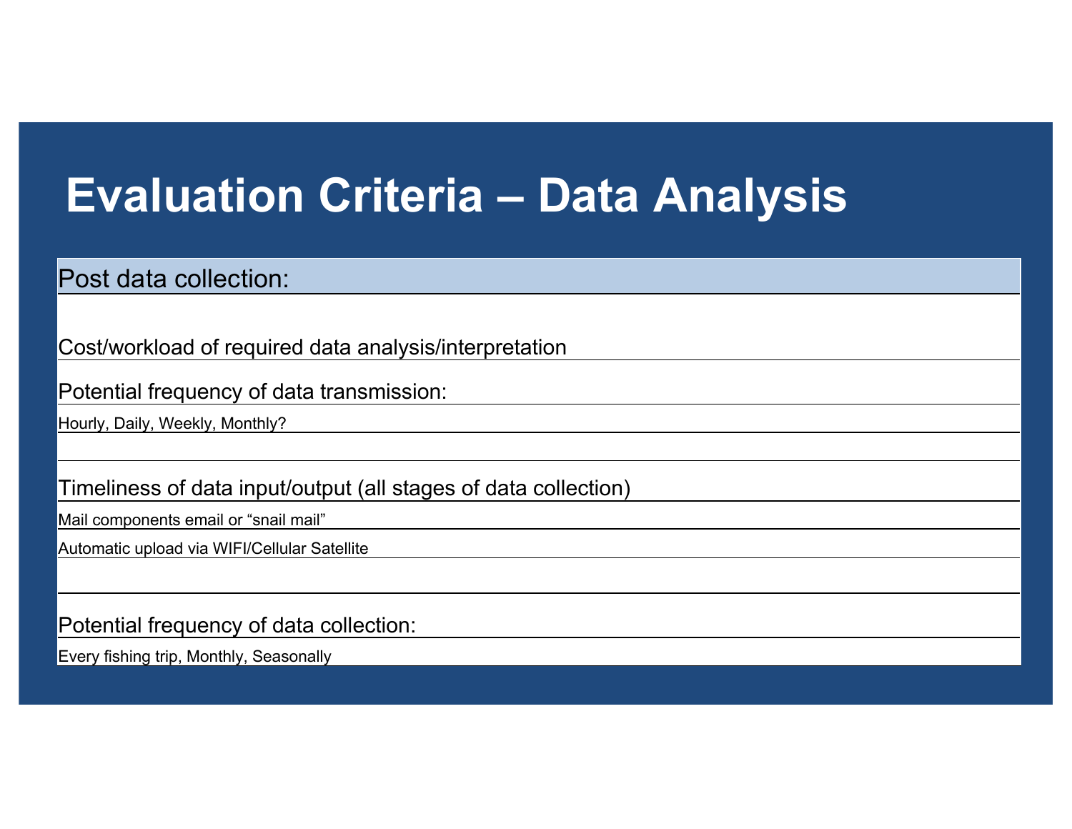# Evaluation Criteria – Data Analysis

| Post data collection: |
|---|
| |
| Cost/workload of required data analysis/interpretation |
| Potential frequency of data transmission: |
| Hourly, Daily, Weekly, Monthly? |
| |
| Timeliness of data input/output (all stages of data collection) |
| Mail components email or “snail mail” |
| Automatic upload via WIFI/Cellular Satellite |
| |
| Potential frequency of data collection: |
| Every fishing trip, Monthly, Seasonally |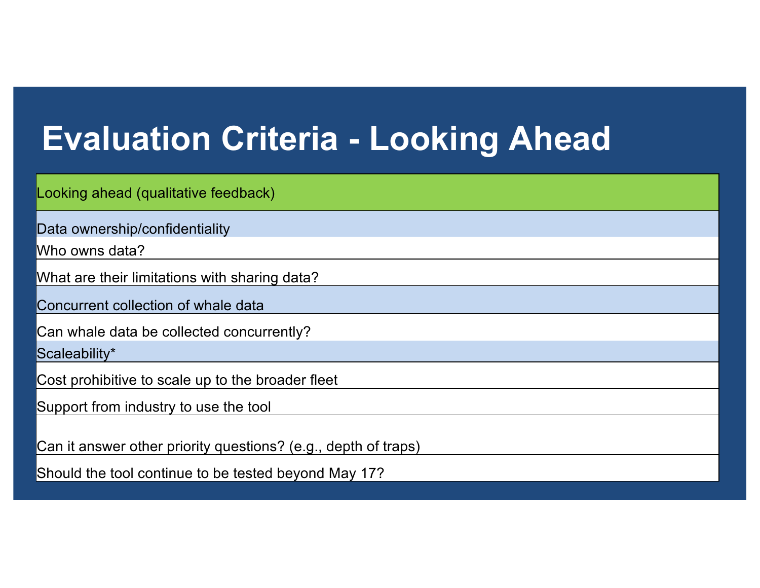# Evaluation Criteria - Looking Ahead

| Looking ahead (qualitative feedback) |
|---|
| Data ownership/confidentiality |
| Who owns data? |
| What are their limitations with sharing data? |
| Concurrent collection of whale data |
| Can whale data be collected concurrently? |
| Scaleability* |
| Cost prohibitive to scale up to the broader fleet |
| Support from industry to use the tool |
| Can it answer other priority questions? (e.g., depth of traps) |
| Should the tool continue to be tested beyond May 17? |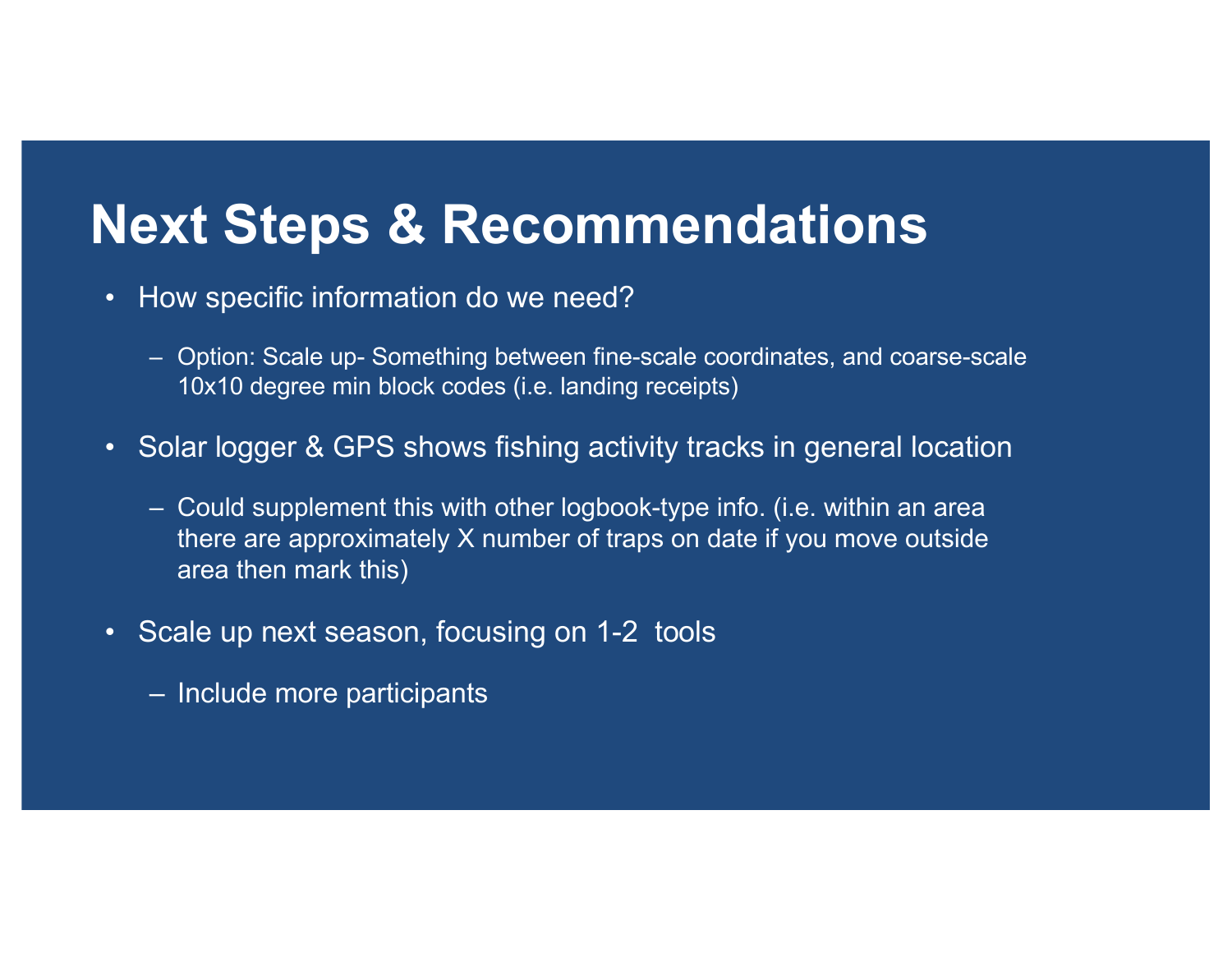# Next Steps & Recommendations

- How specific information do we need?
  - Option: Scale up- Something between fine-scale coordinates, and coarse-scale 10x10 degree min block codes (i.e. landing receipts)
- Solar logger & GPS shows fishing activity tracks in general location
  - Could supplement this with other logbook-type info. (i.e. within an area there are approximately X number of traps on date if you move outside area then mark this)
- Scale up next season, focusing on 1-2 tools
  - Include more participants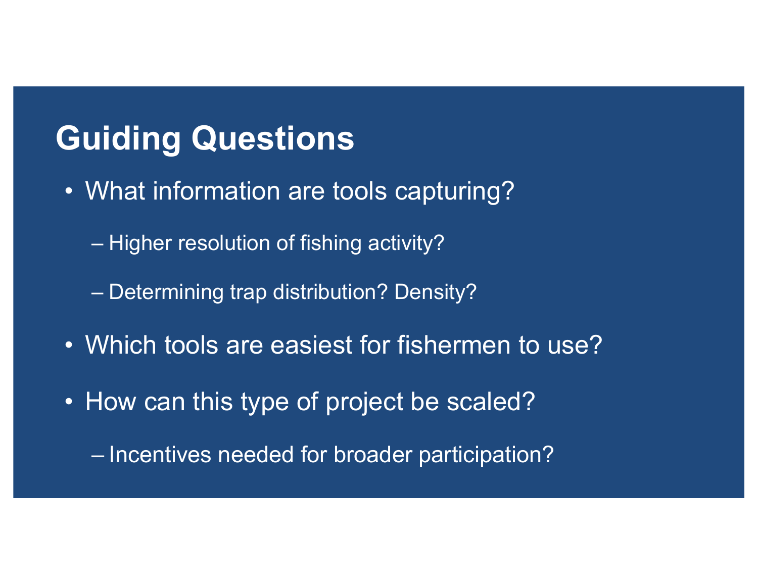# Guiding Questions

- What information are tools capturing?
  - Higher resolution of fishing activity?
  - Determining trap distribution? Density?
- Which tools are easiest for fishermen to use?
- How can this type of project be scaled?
  - Incentives needed for broader participation?